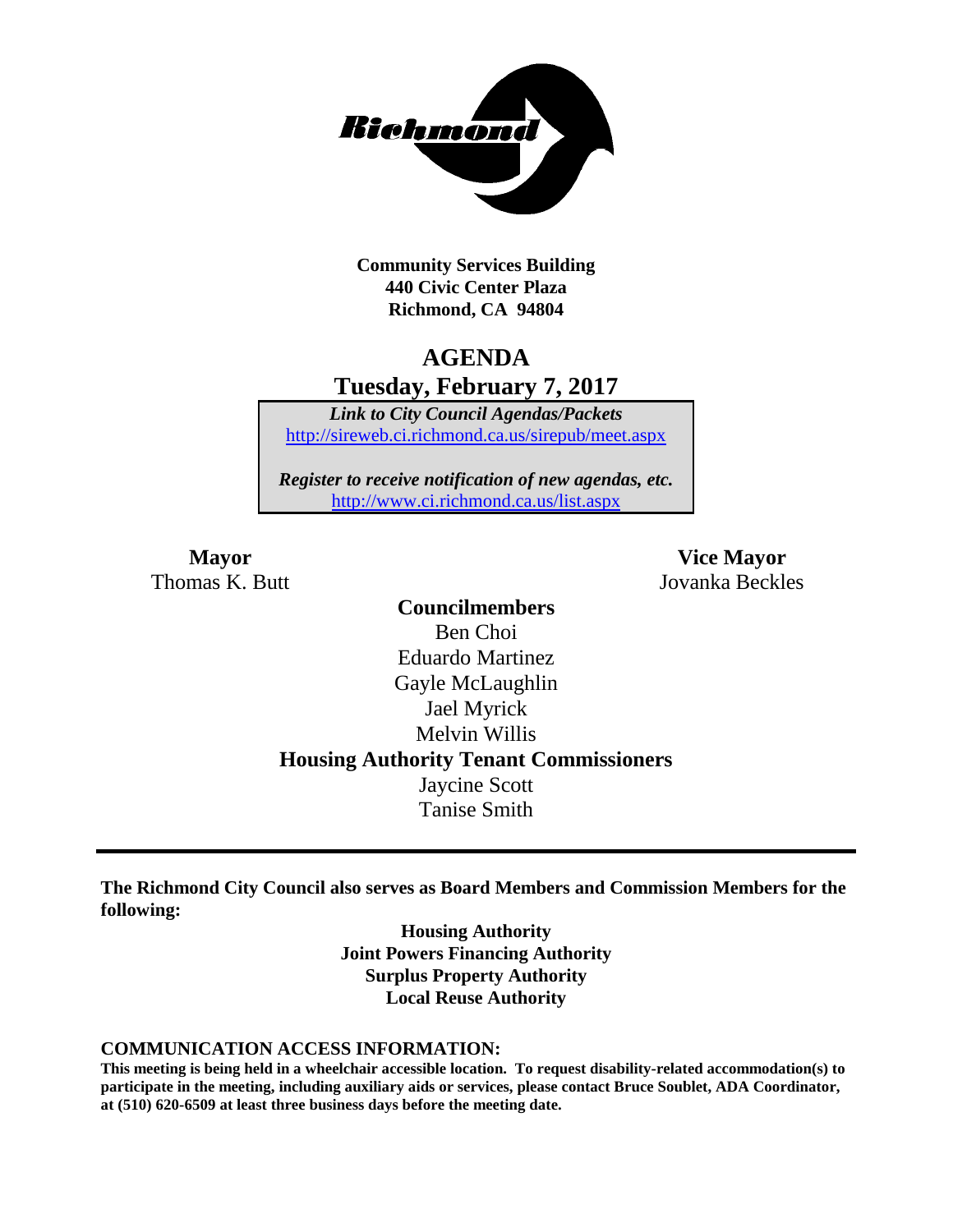**Community Services Building**
**440 Civic Center Plaza**
**Richmond, CA 94804**

# AGENDA

## Tuesday, February 7, 2017

***Link to City Council Agendas/Packets***
http://sireweb.ci.richmond.ca.us/sirepub/meet.aspx

***Register to receive notification of new agendas, etc.***
http://www.ci.richmond.ca.us/list.aspx

**Mayor**
Thomas K. Butt

**Vice Mayor**
Jovanka Beckles

**Councilmembers**
Ben Choi
Eduardo Martinez
Gayle McLaughlin
Jael Myrick
Melvin Willis

**Housing Authority Tenant Commissioners**
Jaycine Scott
Tanise Smith

---

**The Richmond City Council also serves as Board Members and Commission Members for the following:**

**Housing Authority**
**Joint Powers Financing Authority**
**Surplus Property Authority**
**Local Reuse Authority**

**COMMUNICATION ACCESS INFORMATION:**

**This meeting is being held in a wheelchair accessible location. To request disability-related accommodation(s) to participate in the meeting, including auxiliary aids or services, please contact Bruce Soublet, ADA Coordinator, at (510) 620-6509 at least three business days before the meeting date.**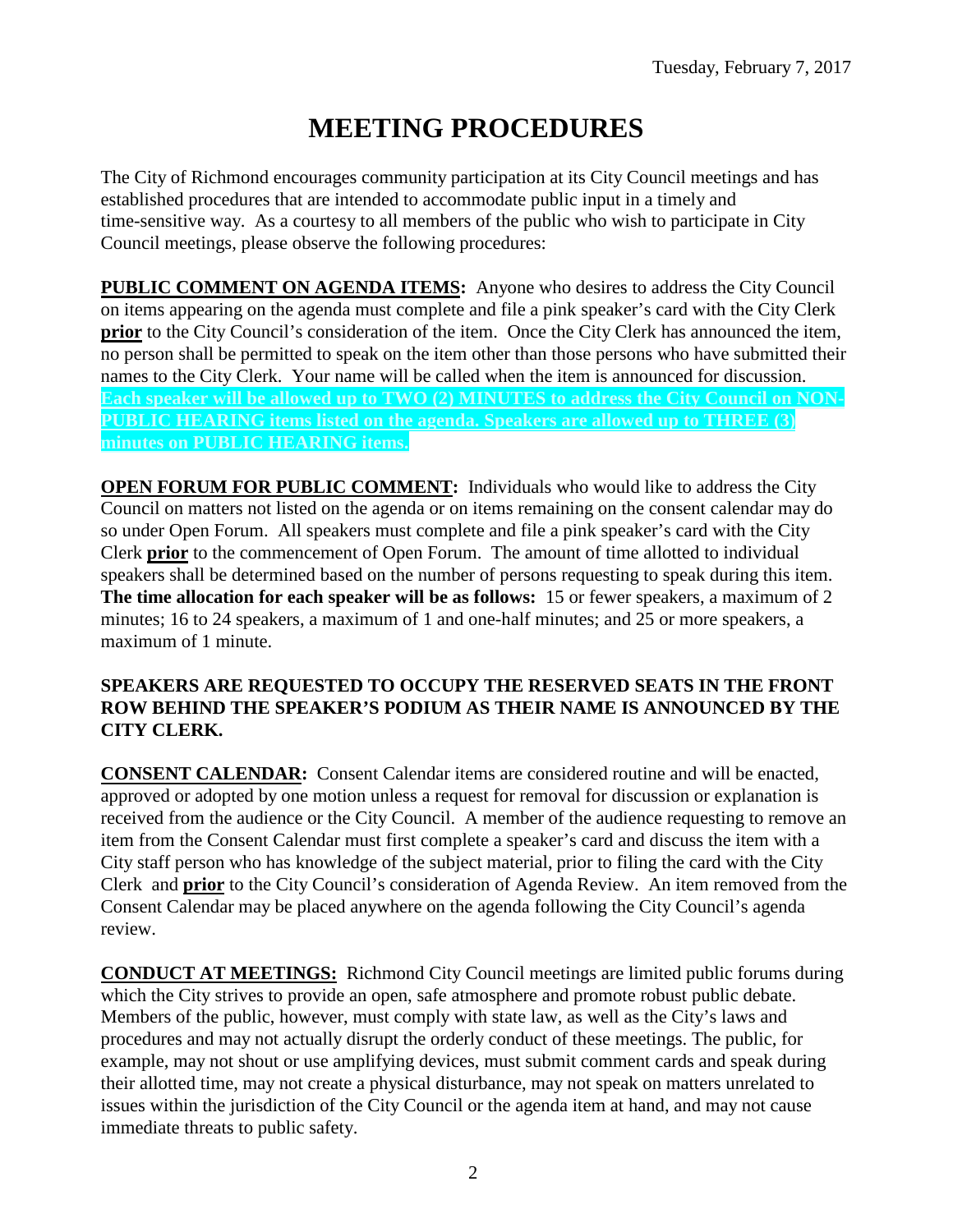Tuesday, February 7, 2017

# MEETING PROCEDURES

The City of Richmond encourages community participation at its City Council meetings and has established procedures that are intended to accommodate public input in a timely and time-sensitive way. As a courtesy to all members of the public who wish to participate in City Council meetings, please observe the following procedures:

**PUBLIC COMMENT ON AGENDA ITEMS:** Anyone who desires to address the City Council on items appearing on the agenda must complete and file a pink speaker's card with the City Clerk **prior** to the City Council's consideration of the item. Once the City Clerk has announced the item, no person shall be permitted to speak on the item other than those persons who have submitted their names to the City Clerk. Your name will be called when the item is announced for discussion. **Each speaker will be allowed up to TWO (2) MINUTES to address the City Council on NON-PUBLIC HEARING items listed on the agenda. Speakers are allowed up to THREE (3) minutes on PUBLIC HEARING items.**

**OPEN FORUM FOR PUBLIC COMMENT:** Individuals who would like to address the City Council on matters not listed on the agenda or on items remaining on the consent calendar may do so under Open Forum. All speakers must complete and file a pink speaker's card with the City Clerk **prior** to the commencement of Open Forum. The amount of time allotted to individual speakers shall be determined based on the number of persons requesting to speak during this item. **The time allocation for each speaker will be as follows:** 15 or fewer speakers, a maximum of 2 minutes; 16 to 24 speakers, a maximum of 1 and one-half minutes; and 25 or more speakers, a maximum of 1 minute.

**SPEAKERS ARE REQUESTED TO OCCUPY THE RESERVED SEATS IN THE FRONT ROW BEHIND THE SPEAKER'S PODIUM AS THEIR NAME IS ANNOUNCED BY THE CITY CLERK.**

**CONSENT CALENDAR:** Consent Calendar items are considered routine and will be enacted, approved or adopted by one motion unless a request for removal for discussion or explanation is received from the audience or the City Council. A member of the audience requesting to remove an item from the Consent Calendar must first complete a speaker's card and discuss the item with a City staff person who has knowledge of the subject material, prior to filing the card with the City Clerk and **prior** to the City Council's consideration of Agenda Review. An item removed from the Consent Calendar may be placed anywhere on the agenda following the City Council's agenda review.

**CONDUCT AT MEETINGS:** Richmond City Council meetings are limited public forums during which the City strives to provide an open, safe atmosphere and promote robust public debate. Members of the public, however, must comply with state law, as well as the City's laws and procedures and may not actually disrupt the orderly conduct of these meetings. The public, for example, may not shout or use amplifying devices, must submit comment cards and speak during their allotted time, may not create a physical disturbance, may not speak on matters unrelated to issues within the jurisdiction of the City Council or the agenda item at hand, and may not cause immediate threats to public safety.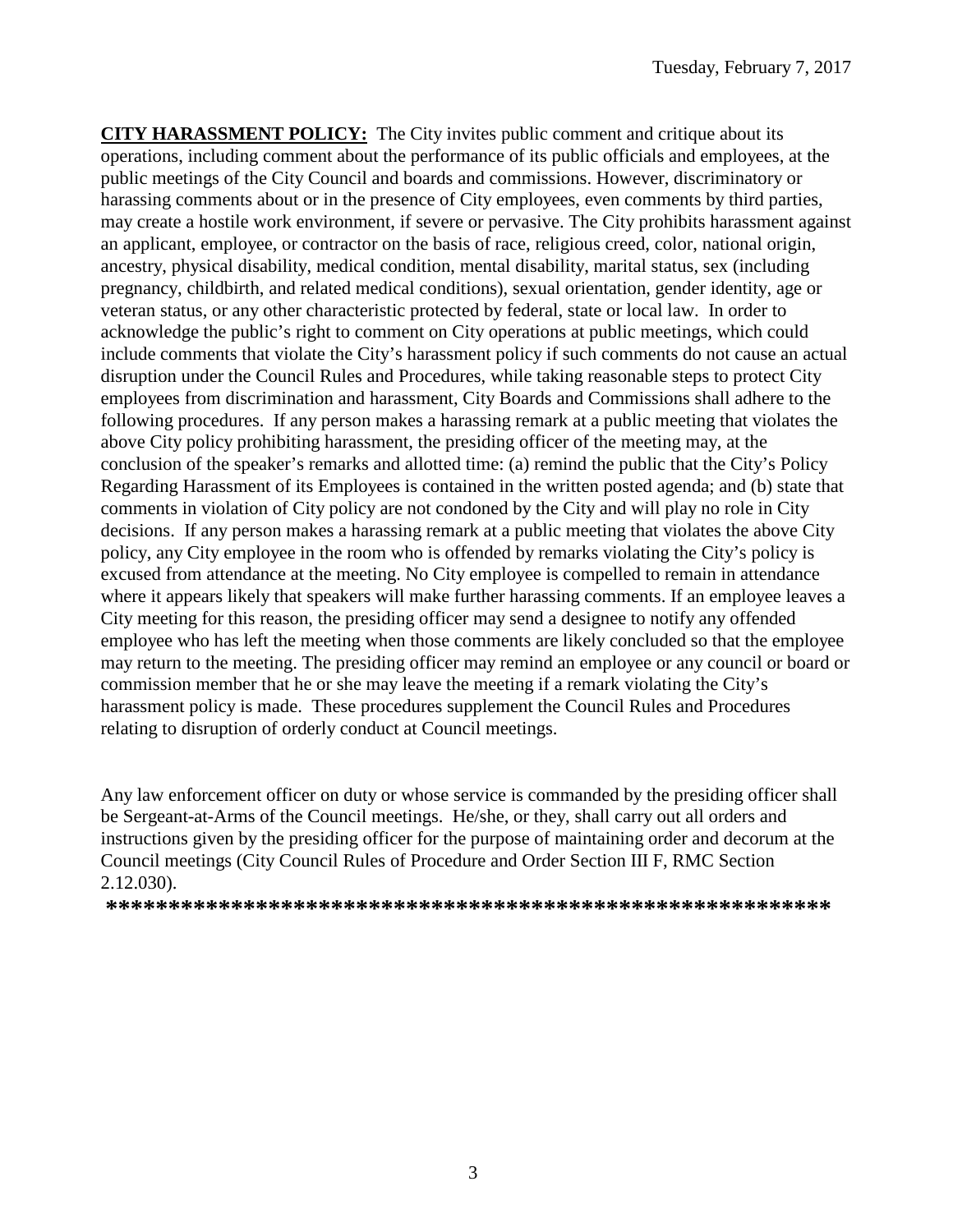**CITY HARASSMENT POLICY:** The City invites public comment and critique about its operations, including comment about the performance of its public officials and employees, at the public meetings of the City Council and boards and commissions. However, discriminatory or harassing comments about or in the presence of City employees, even comments by third parties, may create a hostile work environment, if severe or pervasive. The City prohibits harassment against an applicant, employee, or contractor on the basis of race, religious creed, color, national origin, ancestry, physical disability, medical condition, mental disability, marital status, sex (including pregnancy, childbirth, and related medical conditions), sexual orientation, gender identity, age or veteran status, or any other characteristic protected by federal, state or local law. In order to acknowledge the public's right to comment on City operations at public meetings, which could include comments that violate the City's harassment policy if such comments do not cause an actual disruption under the Council Rules and Procedures, while taking reasonable steps to protect City employees from discrimination and harassment, City Boards and Commissions shall adhere to the following procedures. If any person makes a harassing remark at a public meeting that violates the above City policy prohibiting harassment, the presiding officer of the meeting may, at the conclusion of the speaker's remarks and allotted time: (a) remind the public that the City's Policy Regarding Harassment of its Employees is contained in the written posted agenda; and (b) state that comments in violation of City policy are not condoned by the City and will play no role in City decisions. If any person makes a harassing remark at a public meeting that violates the above City policy, any City employee in the room who is offended by remarks violating the City's policy is excused from attendance at the meeting. No City employee is compelled to remain in attendance where it appears likely that speakers will make further harassing comments. If an employee leaves a City meeting for this reason, the presiding officer may send a designee to notify any offended employee who has left the meeting when those comments are likely concluded so that the employee may return to the meeting. The presiding officer may remind an employee or any council or board or commission member that he or she may leave the meeting if a remark violating the City's harassment policy is made. These procedures supplement the Council Rules and Procedures relating to disruption of orderly conduct at Council meetings.

Any law enforcement officer on duty or whose service is commanded by the presiding officer shall be Sergeant-at-Arms of the Council meetings. He/she, or they, shall carry out all orders and instructions given by the presiding officer for the purpose of maintaining order and decorum at the Council meetings (City Council Rules of Procedure and Order Section III F, RMC Section 2.12.030).

**********************************************************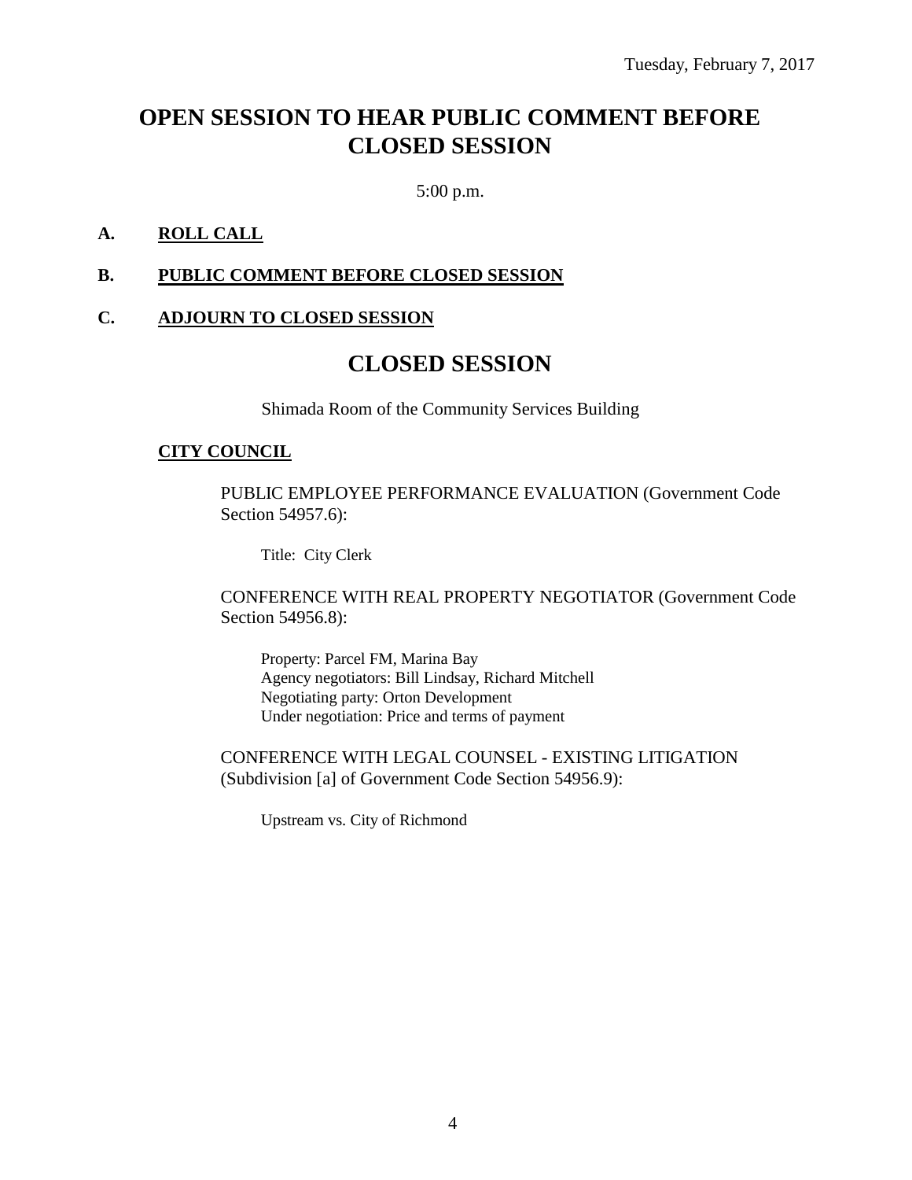Tuesday, February 7, 2017

# OPEN SESSION TO HEAR PUBLIC COMMENT BEFORE CLOSED SESSION

5:00 p.m.

**A. ROLL CALL**

**B. PUBLIC COMMENT BEFORE CLOSED SESSION**

**C. ADJOURN TO CLOSED SESSION**

# CLOSED SESSION

Shimada Room of the Community Services Building

**CITY COUNCIL**

PUBLIC EMPLOYEE PERFORMANCE EVALUATION (Government Code Section 54957.6):

Title: City Clerk

CONFERENCE WITH REAL PROPERTY NEGOTIATOR (Government Code Section 54956.8):

Property: Parcel FM, Marina Bay
Agency negotiators: Bill Lindsay, Richard Mitchell
Negotiating party: Orton Development
Under negotiation: Price and terms of payment

CONFERENCE WITH LEGAL COUNSEL - EXISTING LITIGATION (Subdivision [a] of Government Code Section 54956.9):

Upstream vs. City of Richmond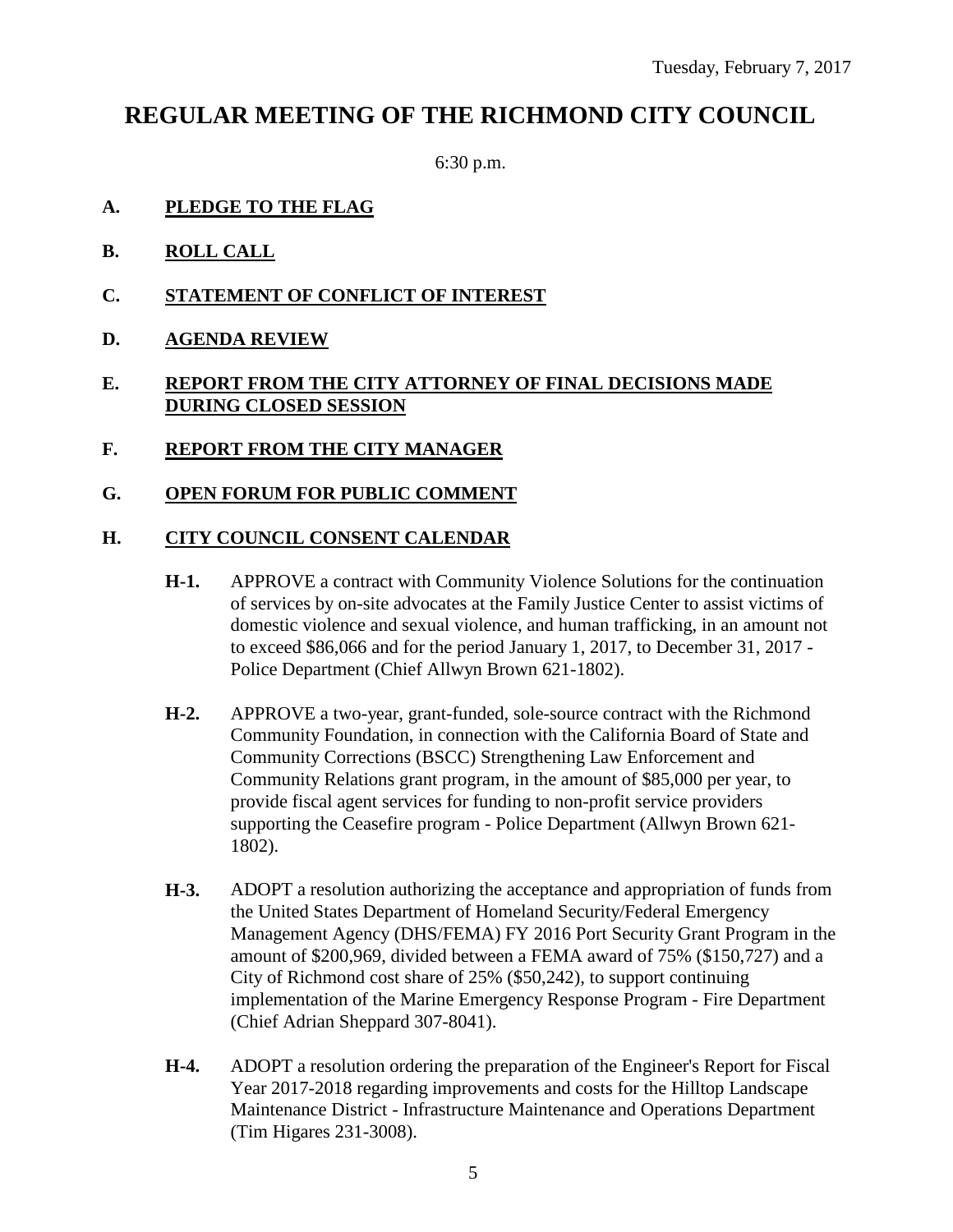Tuesday, February 7, 2017

# REGULAR MEETING OF THE RICHMOND CITY COUNCIL

6:30 p.m.

**A. PLEDGE TO THE FLAG**

**B. ROLL CALL**

**C. STATEMENT OF CONFLICT OF INTEREST**

**D. AGENDA REVIEW**

**E. REPORT FROM THE CITY ATTORNEY OF FINAL DECISIONS MADE DURING CLOSED SESSION**

**F. REPORT FROM THE CITY MANAGER**

**G. OPEN FORUM FOR PUBLIC COMMENT**

**H. CITY COUNCIL CONSENT CALENDAR**

**H-1.** APPROVE a contract with Community Violence Solutions for the continuation of services by on-site advocates at the Family Justice Center to assist victims of domestic violence and sexual violence, and human trafficking, in an amount not to exceed $86,066 and for the period January 1, 2017, to December 31, 2017 - Police Department (Chief Allwyn Brown 621-1802).

**H-2.** APPROVE a two-year, grant-funded, sole-source contract with the Richmond Community Foundation, in connection with the California Board of State and Community Corrections (BSCC) Strengthening Law Enforcement and Community Relations grant program, in the amount of $85,000 per year, to provide fiscal agent services for funding to non-profit service providers supporting the Ceasefire program - Police Department (Allwyn Brown 621-1802).

**H-3.** ADOPT a resolution authorizing the acceptance and appropriation of funds from the United States Department of Homeland Security/Federal Emergency Management Agency (DHS/FEMA) FY 2016 Port Security Grant Program in the amount of $200,969, divided between a FEMA award of 75% ($150,727) and a City of Richmond cost share of 25% ($50,242), to support continuing implementation of the Marine Emergency Response Program - Fire Department (Chief Adrian Sheppard 307-8041).

**H-4.** ADOPT a resolution ordering the preparation of the Engineer's Report for Fiscal Year 2017-2018 regarding improvements and costs for the Hilltop Landscape Maintenance District - Infrastructure Maintenance and Operations Department (Tim Higares 231-3008).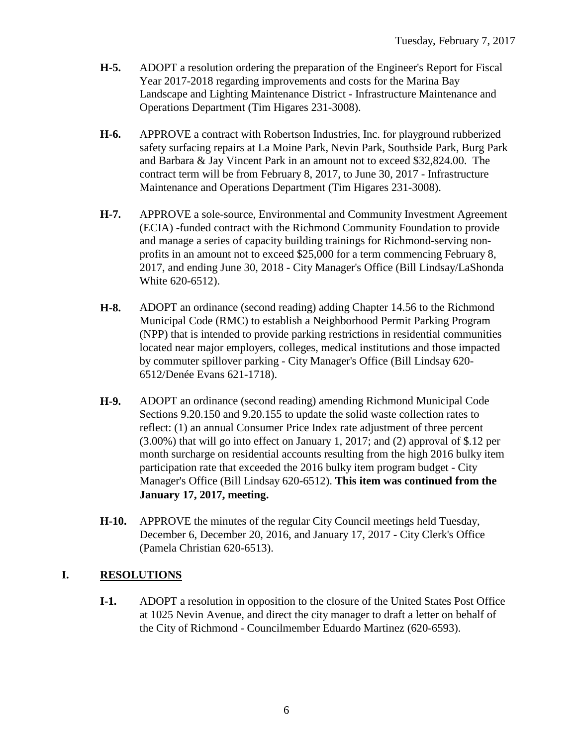**H-5.** ADOPT a resolution ordering the preparation of the Engineer's Report for Fiscal Year 2017-2018 regarding improvements and costs for the Marina Bay Landscape and Lighting Maintenance District - Infrastructure Maintenance and Operations Department (Tim Higares 231-3008).

**H-6.** APPROVE a contract with Robertson Industries, Inc. for playground rubberized safety surfacing repairs at La Moine Park, Nevin Park, Southside Park, Burg Park and Barbara & Jay Vincent Park in an amount not to exceed $32,824.00. The contract term will be from February 8, 2017, to June 30, 2017 - Infrastructure Maintenance and Operations Department (Tim Higares 231-3008).

**H-7.** APPROVE a sole-source, Environmental and Community Investment Agreement (ECIA) -funded contract with the Richmond Community Foundation to provide and manage a series of capacity building trainings for Richmond-serving non-profits in an amount not to exceed $25,000 for a term commencing February 8, 2017, and ending June 30, 2018 - City Manager's Office (Bill Lindsay/LaShonda White 620-6512).

**H-8.** ADOPT an ordinance (second reading) adding Chapter 14.56 to the Richmond Municipal Code (RMC) to establish a Neighborhood Permit Parking Program (NPP) that is intended to provide parking restrictions in residential communities located near major employers, colleges, medical institutions and those impacted by commuter spillover parking - City Manager's Office (Bill Lindsay 620-6512/Denée Evans 621-1718).

**H-9.** ADOPT an ordinance (second reading) amending Richmond Municipal Code Sections 9.20.150 and 9.20.155 to update the solid waste collection rates to reflect: (1) an annual Consumer Price Index rate adjustment of three percent (3.00%) that will go into effect on January 1, 2017; and (2) approval of $.12 per month surcharge on residential accounts resulting from the high 2016 bulky item participation rate that exceeded the 2016 bulky item program budget - City Manager's Office (Bill Lindsay 620-6512). **This item was continued from the January 17, 2017, meeting.**

**H-10.** APPROVE the minutes of the regular City Council meetings held Tuesday, December 6, December 20, 2016, and January 17, 2017 - City Clerk's Office (Pamela Christian 620-6513).

## I. RESOLUTIONS

**I-1.** ADOPT a resolution in opposition to the closure of the United States Post Office at 1025 Nevin Avenue, and direct the city manager to draft a letter on behalf of the City of Richmond - Councilmember Eduardo Martinez (620-6593).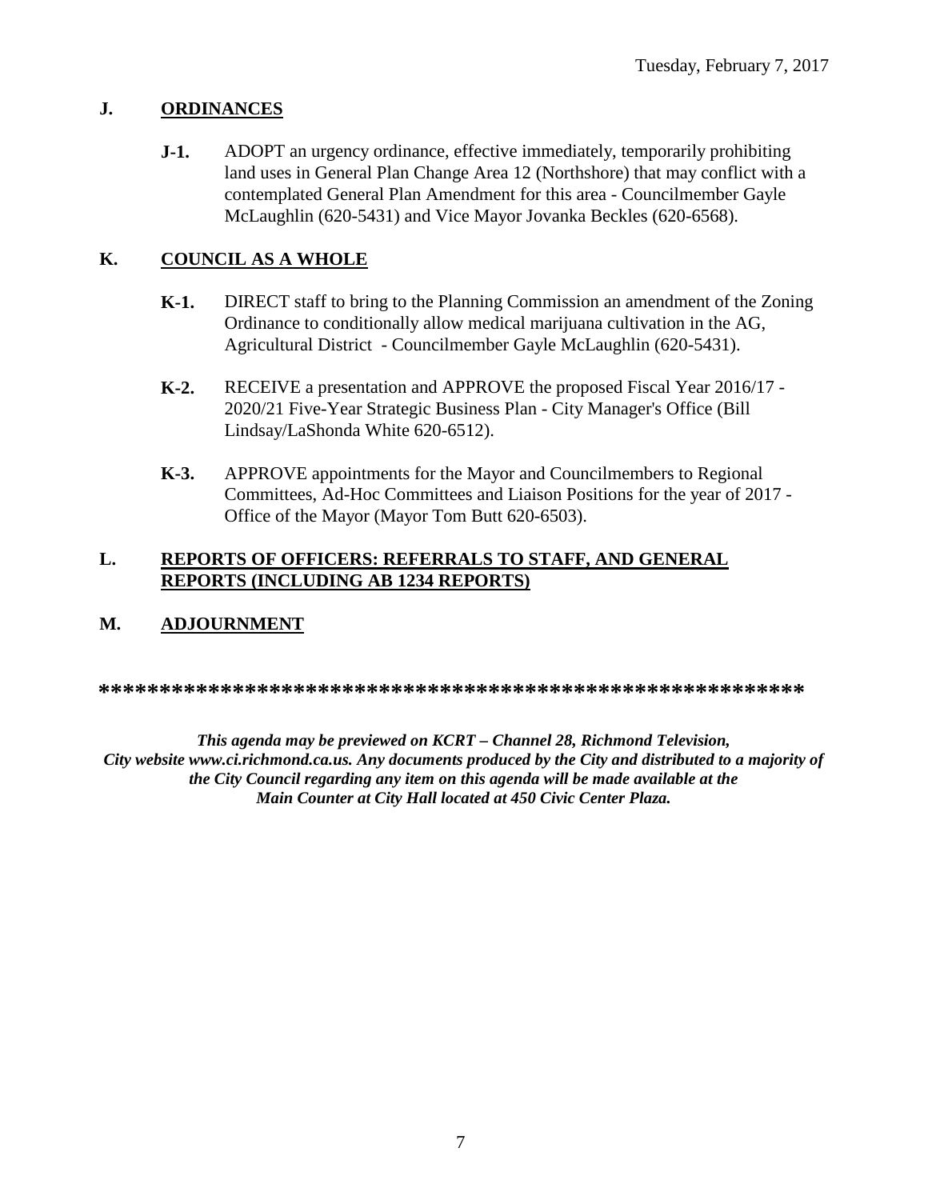Tuesday, February 7, 2017

## J. ORDINANCES

**J-1.** ADOPT an urgency ordinance, effective immediately, temporarily prohibiting land uses in General Plan Change Area 12 (Northshore) that may conflict with a contemplated General Plan Amendment for this area - Councilmember Gayle McLaughlin (620-5431) and Vice Mayor Jovanka Beckles (620-6568).

## K. COUNCIL AS A WHOLE

**K-1.** DIRECT staff to bring to the Planning Commission an amendment of the Zoning Ordinance to conditionally allow medical marijuana cultivation in the AG, Agricultural District - Councilmember Gayle McLaughlin (620-5431).

**K-2.** RECEIVE a presentation and APPROVE the proposed Fiscal Year 2016/17 - 2020/21 Five-Year Strategic Business Plan - City Manager's Office (Bill Lindsay/LaShonda White 620-6512).

**K-3.** APPROVE appointments for the Mayor and Councilmembers to Regional Committees, Ad-Hoc Committees and Liaison Positions for the year of 2017 - Office of the Mayor (Mayor Tom Butt 620-6503).

## L. REPORTS OF OFFICERS: REFERRALS TO STAFF, AND GENERAL REPORTS (INCLUDING AB 1234 REPORTS)

## M. ADJOURNMENT

**************************************************************

***This agenda may be previewed on KCRT – Channel 28, Richmond Television, City website www.ci.richmond.ca.us. Any documents produced by the City and distributed to a majority of the City Council regarding any item on this agenda will be made available at the Main Counter at City Hall located at 450 Civic Center Plaza.***